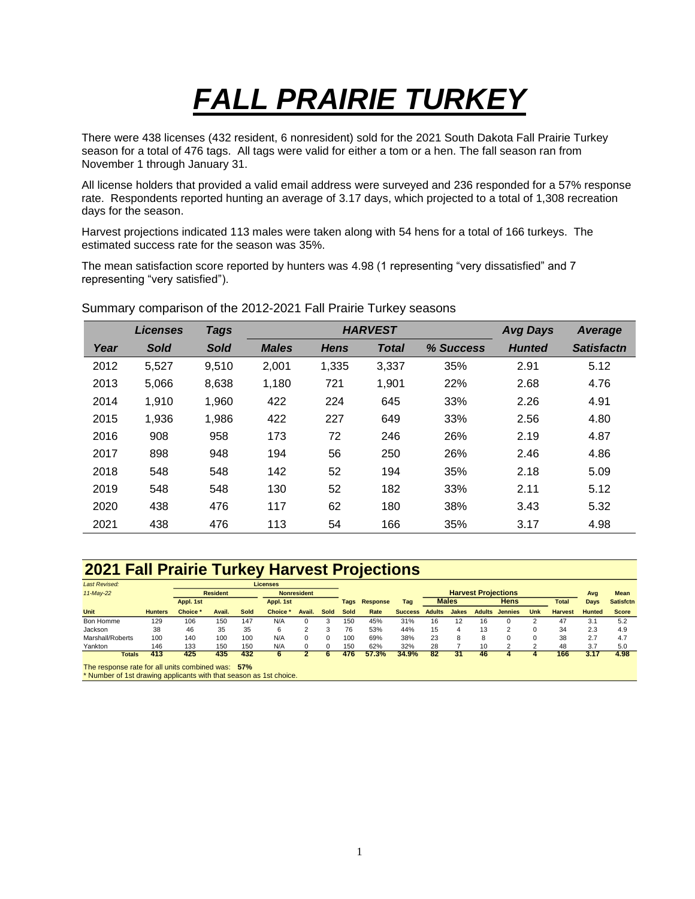# *FALL PRAIRIE TURKEY*

There were 438 licenses (432 resident, 6 nonresident) sold for the 2021 South Dakota Fall Prairie Turkey season for a total of 476 tags. All tags were valid for either a tom or a hen. The fall season ran from November 1 through January 31.

All license holders that provided a valid email address were surveyed and 236 responded for a 57% response rate. Respondents reported hunting an average of 3.17 days, which projected to a total of 1,308 recreation days for the season.

Harvest projections indicated 113 males were taken along with 54 hens for a total of 166 turkeys. The estimated success rate for the season was 35%.

The mean satisfaction score reported by hunters was 4.98 (1 representing "very dissatisfied" and 7 representing "very satisfied").

Summary comparison of the 2012-2021 Fall Prairie Turkey seasons

| | *Licenses* | *Tags* | *HARVEST* | | | | *Avg Days* | *Average* |
|---|---|---|---|---|---|---|---|---|
| *Year* | *Sold* | *Sold* | *Males* | *Hens* | *Total* | *% Success* | *Hunted* | *Satisfactn* |
| 2012 | 5,527 | 9,510 | 2,001 | 1,335 | 3,337 | 35% | 2.91 | 5.12 |
| 2013 | 5,066 | 8,638 | 1,180 | 721 | 1,901 | 22% | 2.68 | 4.76 |
| 2014 | 1,910 | 1,960 | 422 | 224 | 645 | 33% | 2.26 | 4.91 |
| 2015 | 1,936 | 1,986 | 422 | 227 | 649 | 33% | 2.56 | 4.80 |
| 2016 | 908 | 958 | 173 | 72 | 246 | 26% | 2.19 | 4.87 |
| 2017 | 898 | 948 | 194 | 56 | 250 | 26% | 2.46 | 4.86 |
| 2018 | 548 | 548 | 142 | 52 | 194 | 35% | 2.18 | 5.09 |
| 2019 | 548 | 548 | 130 | 52 | 182 | 33% | 2.11 | 5.12 |
| 2020 | 438 | 476 | 117 | 62 | 180 | 38% | 3.43 | 5.32 |
| 2021 | 438 | 476 | 113 | 54 | 166 | 35% | 3.17 | 4.98 |

## 2021 Fall Prairie Turkey Harvest Projections

*Last Revised: 11-May-22*

| | | Licenses | | | | | | | | | | Harvest Projections | | | | | | | |
|---|---|---|---|---|---|---|---|---|---|---|---|---|---|---|---|---|---|---|---|
| | | Resident | | | Nonresident | | | | | | | Males | | Hens | | | | Avg | Mean |
| Unit | Hunters | Appl. 1st Choice * | Avail. | Sold | Appl. 1st Choice * | Avail. | Sold | Tags Sold | Response Rate | Tag Success | Adults | Jakes | Adults | Jennies | Unk | Total Harvest | Days Hunted | Satisfctn Score |
| Bon Homme | 129 | 106 | 150 | 147 | N/A | 0 | 3 | 150 | 45% | 31% | 16 | 12 | 16 | 0 | 2 | 47 | 3.1 | 5.2 |
| Jackson | 38 | 46 | 35 | 35 | 6 | 2 | 3 | 76 | 53% | 44% | 15 | 4 | 13 | 2 | 0 | 34 | 2.3 | 4.9 |
| Marshall/Roberts | 100 | 140 | 100 | 100 | N/A | 0 | 0 | 100 | 69% | 38% | 23 | 8 | 8 | 0 | 0 | 38 | 2.7 | 4.7 |
| Yankton | 146 | 133 | 150 | 150 | N/A | 0 | 0 | 150 | 62% | 32% | 28 | 7 | 10 | 2 | 2 | 48 | 3.7 | 5.0 |
| **Totals** | **413** | **425** | **435** | **432** | **6** | **2** | **6** | **476** | **57.3%** | **34.9%** | **82** | **31** | **46** | **4** | **4** | **166** | **3.17** | **4.98** |

The response rate for all units combined was: **57%**

\* Number of 1st drawing applicants with that season as 1st choice.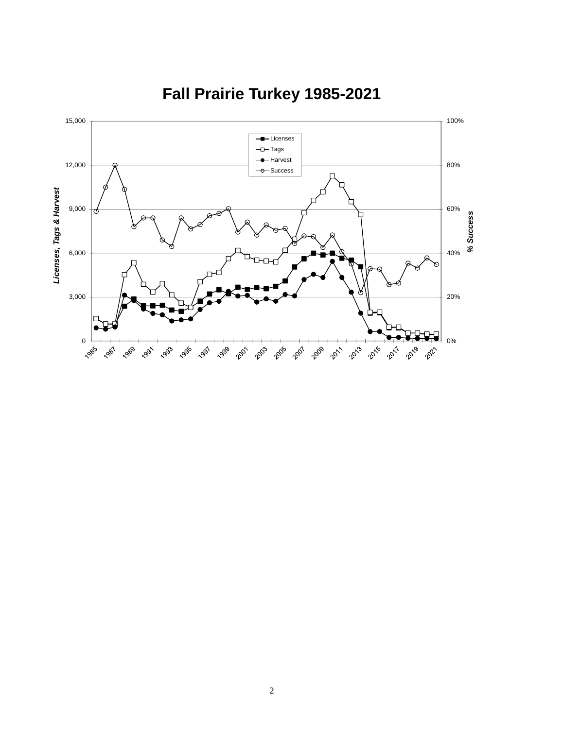# Fall Prairie Turkey 1985-2021

Licenses, Tags & Harvest

15,000
12,000
9,000
6,000
3,000
0

% Success

100%
80%
60%
40%
20%
0%

Licenses
Tags
Harvest
Success

1985
1987
1989
1991
1993
1995
1997
1999
2001
2003
2005
2007
2009
2011
2013
2015
2017
2019
2021